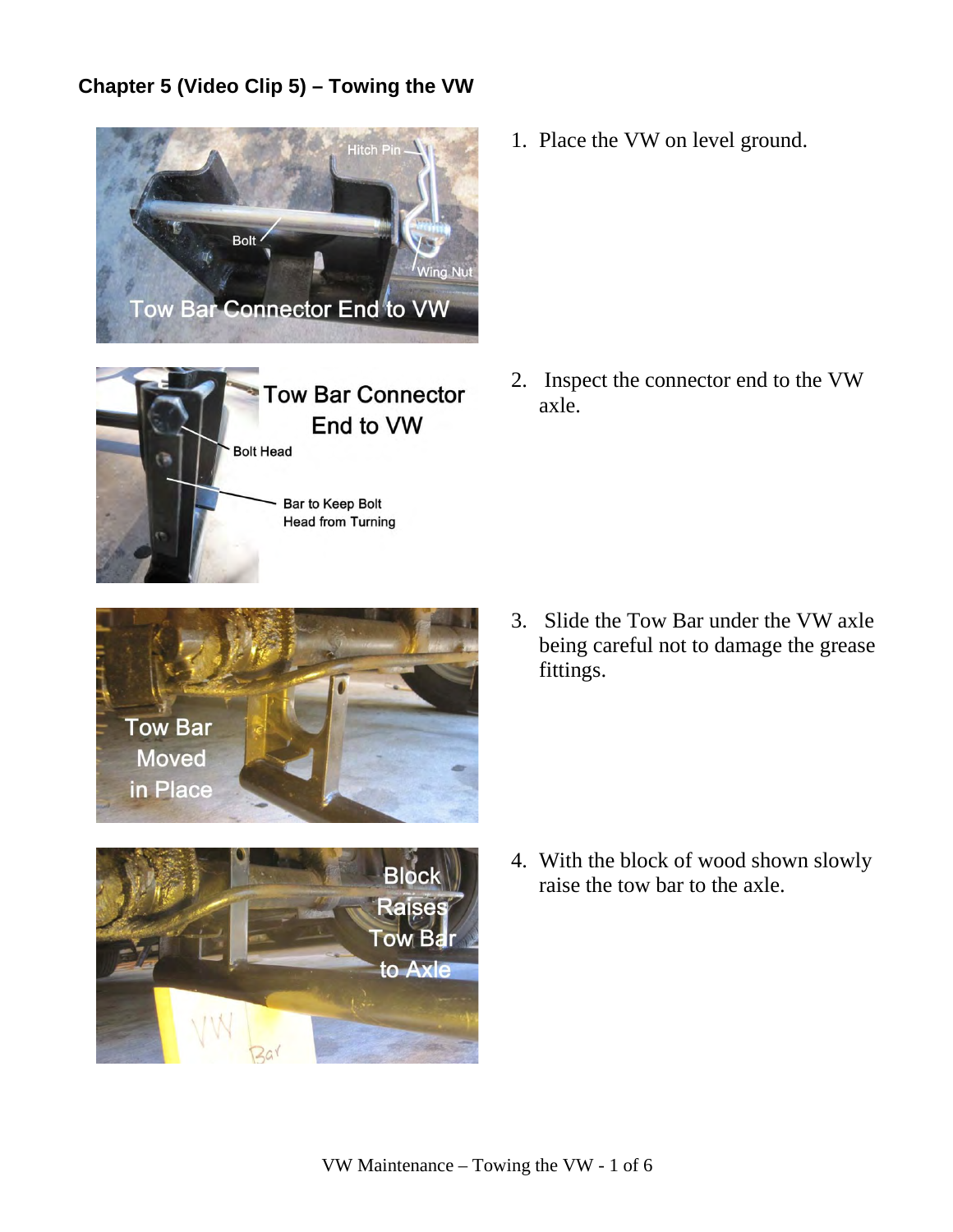## Chapter 5 (Video Clip 5) – Towing the VW

1. Place the VW on level ground.
2. Inspect the connector end to the VW axle.
3. Slide the Tow Bar under the VW axle being careful not to damage the grease fittings.
4. With the block of wood shown slowly raise the tow bar to the axle.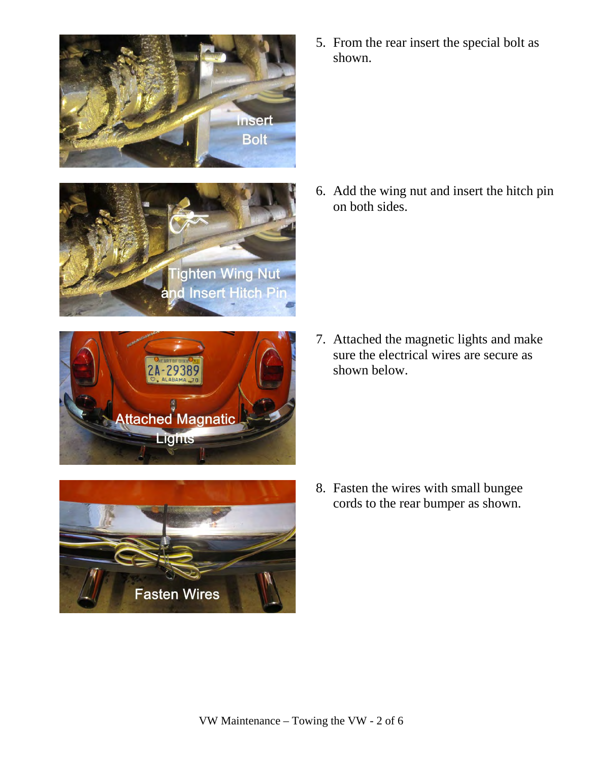5. From the rear insert the special bolt as shown.

6. Add the wing nut and insert the hitch pin on both sides.

7. Attached the magnetic lights and make sure the electrical wires are secure as shown below.

8. Fasten the wires with small bungee cords to the rear bumper as shown.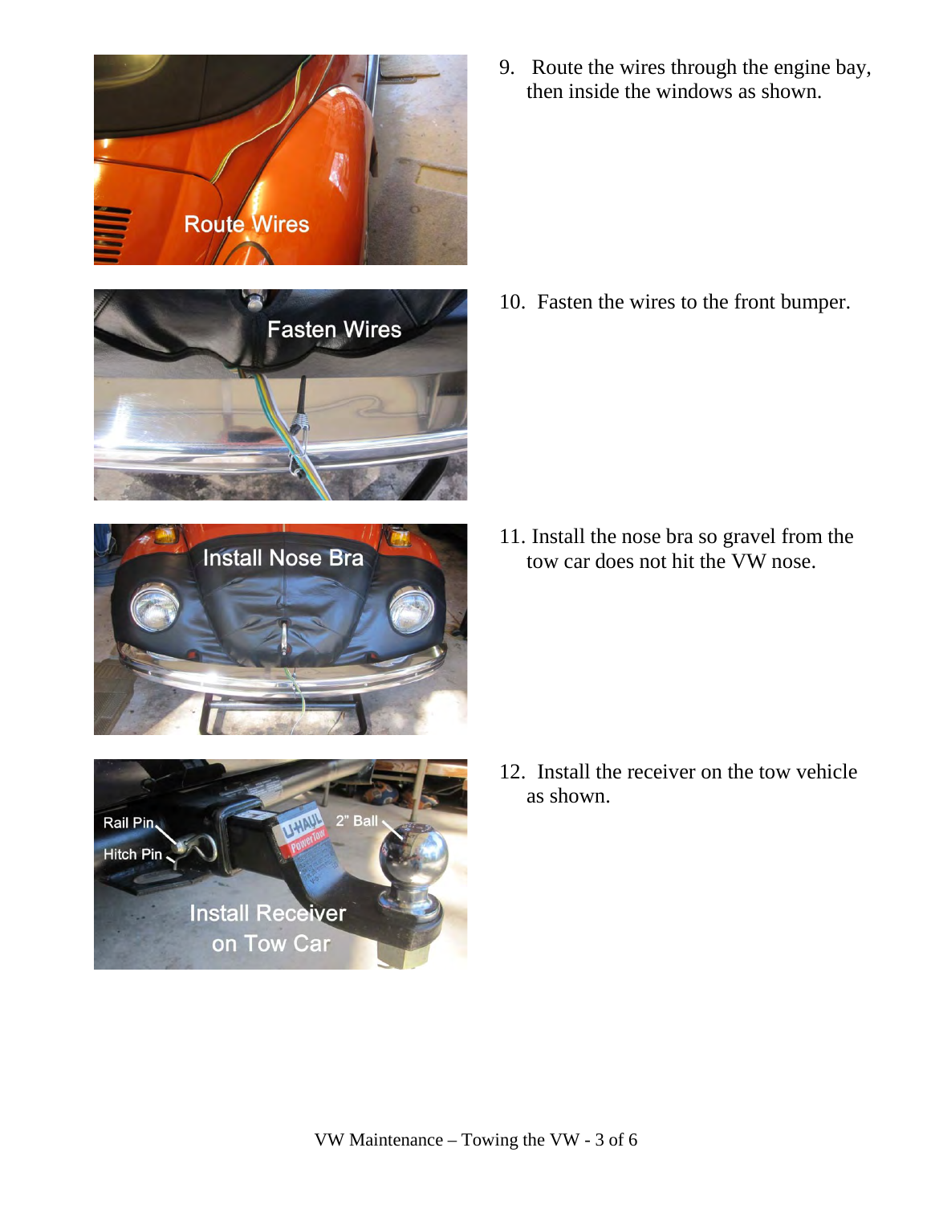9. Route the wires through the engine bay, then inside the windows as shown.

10. Fasten the wires to the front bumper.

11. Install the nose bra so gravel from the tow car does not hit the VW nose.

12. Install the receiver on the tow vehicle as shown.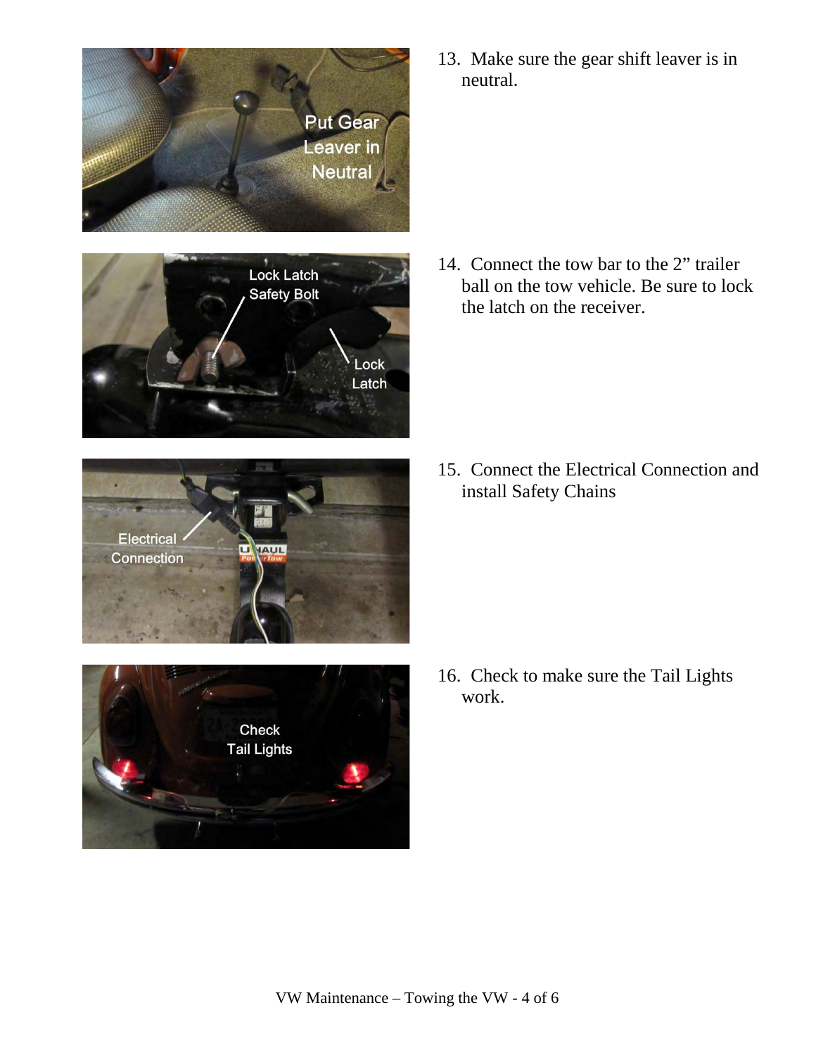13. Make sure the gear shift leaver is in neutral.

14. Connect the tow bar to the 2” trailer ball on the tow vehicle. Be sure to lock the latch on the receiver.

15. Connect the Electrical Connection and install Safety Chains

16. Check to make sure the Tail Lights work.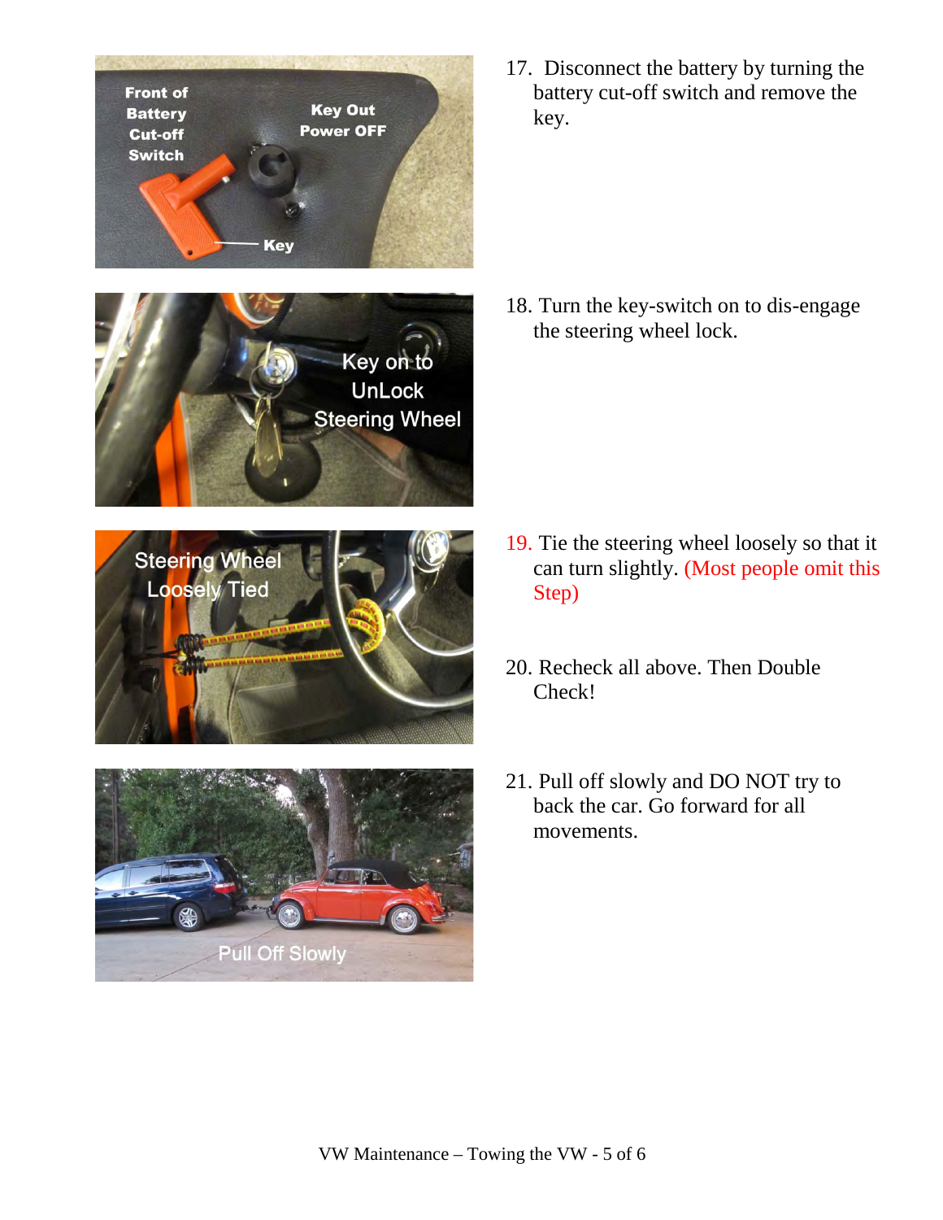17. Disconnect the battery by turning the battery cut-off switch and remove the key.

18. Turn the key-switch on to dis-engage the steering wheel lock.

19. Tie the steering wheel loosely so that it can turn slightly. (Most people omit this Step)

20. Recheck all above. Then Double Check!

21. Pull off slowly and DO NOT try to back the car. Go forward for all movements.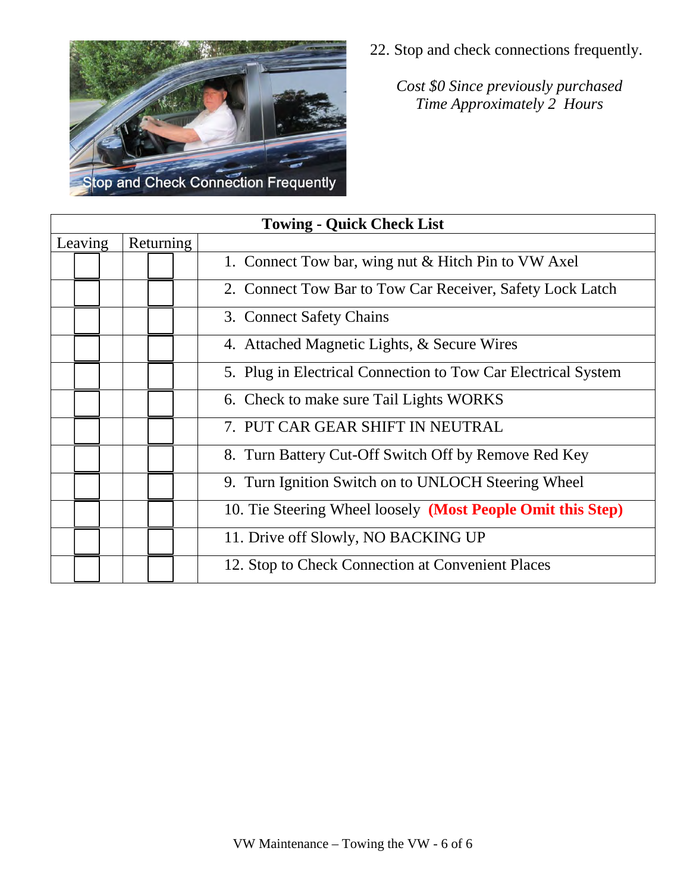22. Stop and check connections frequently.

*Cost $0 Since previously purchased*
*Time Approximately 2 Hours*

| Towing - Quick Check List | | |
|---|---|---|
| Leaving | Returning | |
| ☐ | ☐ | 1. Connect Tow bar, wing nut & Hitch Pin to VW Axel |
| ☐ | ☐ | 2. Connect Tow Bar to Tow Car Receiver, Safety Lock Latch |
| ☐ | ☐ | 3. Connect Safety Chains |
| ☐ | ☐ | 4. Attached Magnetic Lights, & Secure Wires |
| ☐ | ☐ | 5. Plug in Electrical Connection to Tow Car Electrical System |
| ☐ | ☐ | 6. Check to make sure Tail Lights WORKS |
| ☐ | ☐ | 7. PUT CAR GEAR SHIFT IN NEUTRAL |
| ☐ | ☐ | 8. Turn Battery Cut-Off Switch Off by Remove Red Key |
| ☐ | ☐ | 9. Turn Ignition Switch on to UNLOCH Steering Wheel |
| ☐ | ☐ | 10. Tie Steering Wheel loosely **(Most People Omit this Step)** |
| ☐ | ☐ | 11. Drive off Slowly, NO BACKING UP |
| ☐ | ☐ | 12. Stop to Check Connection at Convenient Places |